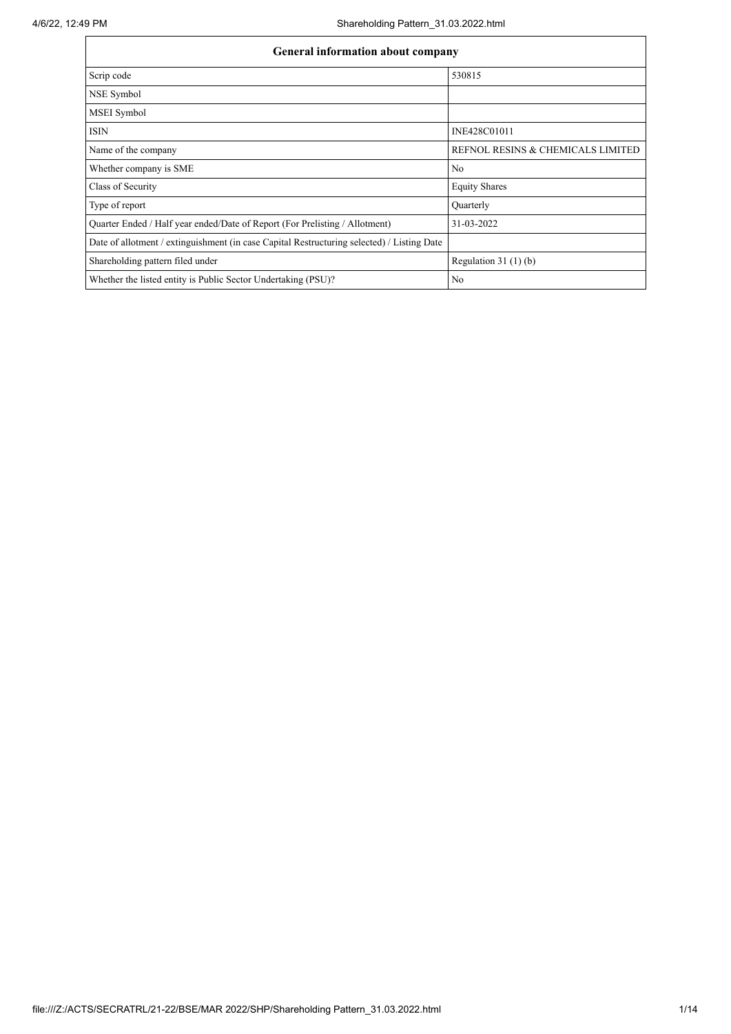| General information about company | |
| --- | --- |
| Scrip code | 530815 |
| NSE Symbol | |
| MSEI Symbol | |
| ISIN | INE428C01011 |
| Name of the company | REFNOL RESINS & CHEMICALS LIMITED |
| Whether company is SME | No |
| Class of Security | Equity Shares |
| Type of report | Quarterly |
| Quarter Ended / Half year ended/Date of Report (For Prelisting / Allotment) | 31-03-2022 |
| Date of allotment / extinguishment (in case Capital Restructuring selected) / Listing Date | |
| Shareholding pattern filed under | Regulation 31 (1) (b) |
| Whether the listed entity is Public Sector Undertaking (PSU)? | No |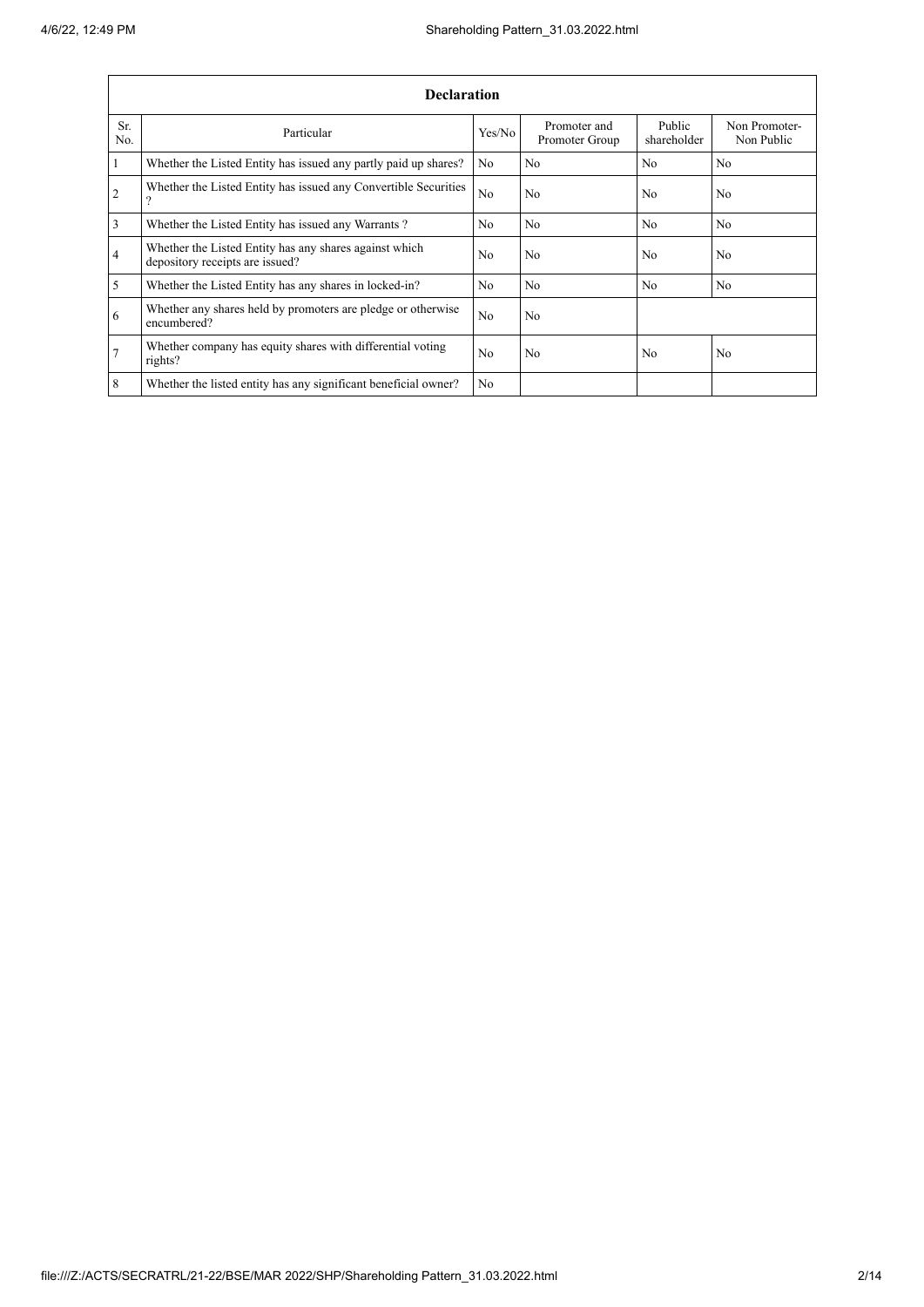| Declaration | | | | | |
|---|---|---|---|---|---|
| Sr. No. | Particular | Yes/No | Promoter and Promoter Group | Public shareholder | Non Promoter- Non Public |
| 1 | Whether the Listed Entity has issued any partly paid up shares? | No | No | No | No |
| 2 | Whether the Listed Entity has issued any Convertible Securities ? | No | No | No | No |
| 3 | Whether the Listed Entity has issued any Warrants ? | No | No | No | No |
| 4 | Whether the Listed Entity has any shares against which depository receipts are issued? | No | No | No | No |
| 5 | Whether the Listed Entity has any shares in locked-in? | No | No | No | No |
| 6 | Whether any shares held by promoters are pledge or otherwise encumbered? | No | No | | |
| 7 | Whether company has equity shares with differential voting rights? | No | No | No | No |
| 8 | Whether the listed entity has any significant beneficial owner? | No | | | |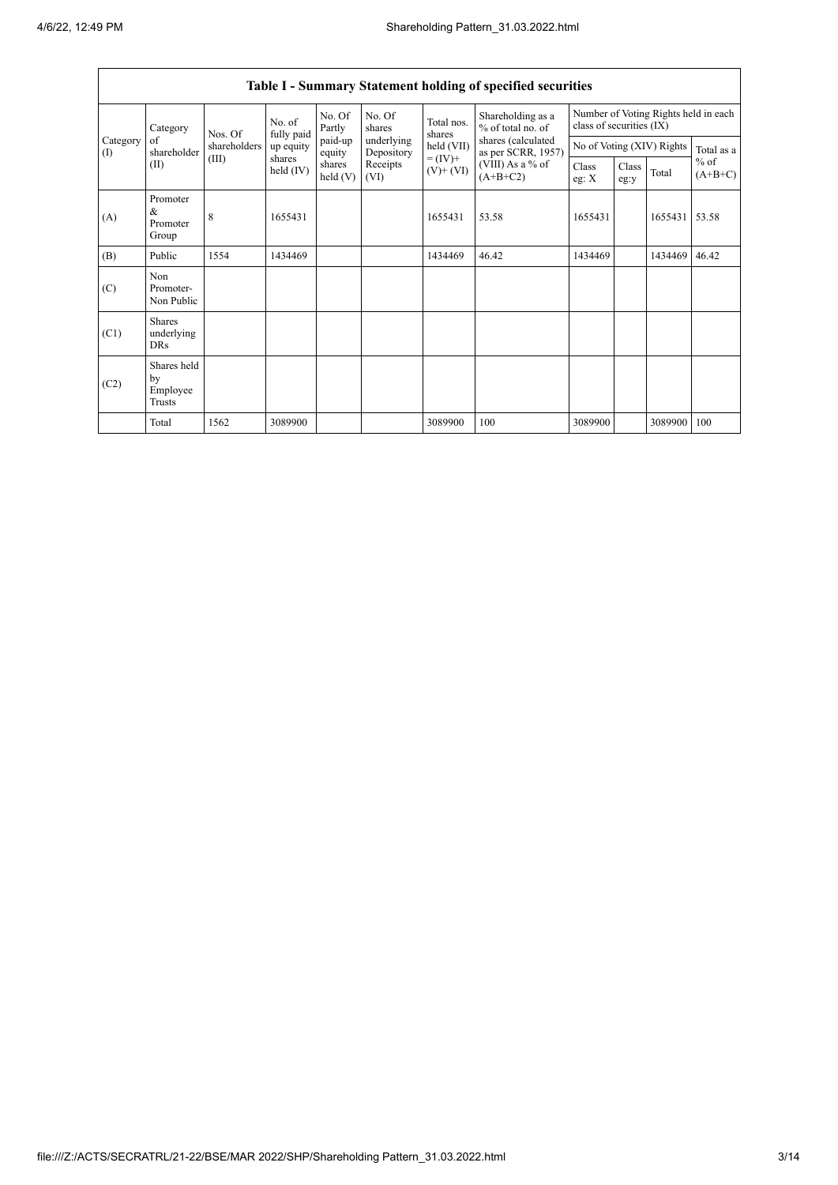**Table I - Summary Statement holding of specified securities**

| Category (I) | Category of shareholder (II) | Nos. Of shareholders (III) | No. of fully paid up equity shares held (IV) | No. Of Partly paid-up equity shares held (V) | No. Of shares underlying Depository Receipts (VI) | Total nos. shares held (VII) = (IV)+ (V)+ (VI) | Shareholding as a % of total no. of shares (calculated as per SCRR, 1957) (VIII) As a % of (A+B+C2) | Number of Voting Rights held in each class of securities (IX) | | | |
|---|---|---|---|---|---|---|---|---|---|---|---|
| | | | | | | | | No of Voting (XIV) Rights | | | Total as a % of (A+B+C) |
| | | | | | | | | Class eg: X | Class eg:y | Total | |
| (A) | Promoter & Promoter Group | 8 | 1655431 | | | 1655431 | 53.58 | 1655431 | | 1655431 | 53.58 |
| (B) | Public | 1554 | 1434469 | | | 1434469 | 46.42 | 1434469 | | 1434469 | 46.42 |
| (C) | Non Promoter- Non Public | | | | | | | | | | |
| (C1) | Shares underlying DRs | | | | | | | | | | |
| (C2) | Shares held by Employee Trusts | | | | | | | | | | |
| | Total | 1562 | 3089900 | | | 3089900 | 100 | 3089900 | | 3089900 | 100 |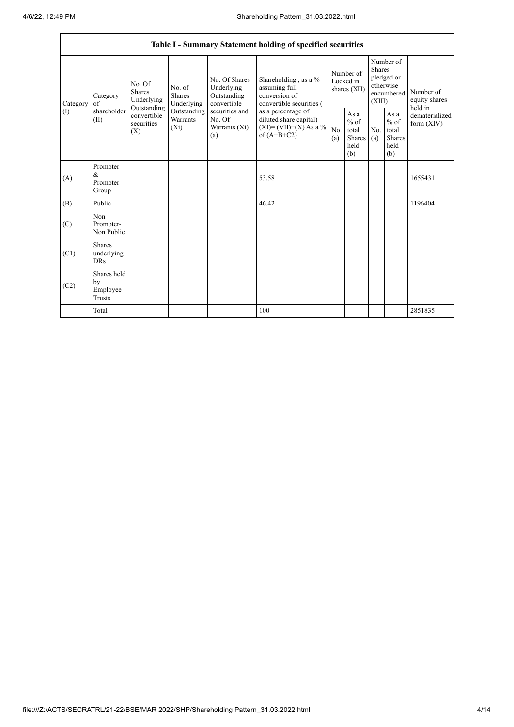| Table I - Summary Statement holding of specified securities | | | | | | | | | | | |
|---|---|---|---|---|---|---|---|---|---|---|---|
| Category (I) | Category of shareholder (II) | No. Of Shares Underlying Outstanding convertible securities (X) | No. of Shares Underlying Outstanding Warrants (Xi) | No. Of Shares Underlying Outstanding convertible securities and No. Of Warrants (Xi) (a) | Shareholding , as a % assuming full conversion of convertible securities ( as a percentage of diluted share capital) (XI)= (VII)+(X) As a % of (A+B+C2) | Number of Locked in shares (XII) | | Number of Shares pledged or otherwise encumbered (XIII) | | Number of equity shares held in dematerialized form (XIV) |
| | | | | | | No. (a) | As a % of total Shares held (b) | No. (a) | As a % of total Shares held (b) | |
| (A) | Promoter & Promoter Group | | | | 53.58 | | | | | 1655431 |
| (B) | Public | | | | 46.42 | | | | | 1196404 |
| (C) | Non Promoter- Non Public | | | | | | | | | |
| (C1) | Shares underlying DRs | | | | | | | | | |
| (C2) | Shares held by Employee Trusts | | | | | | | | | |
| | Total | | | | 100 | | | | | 2851835 |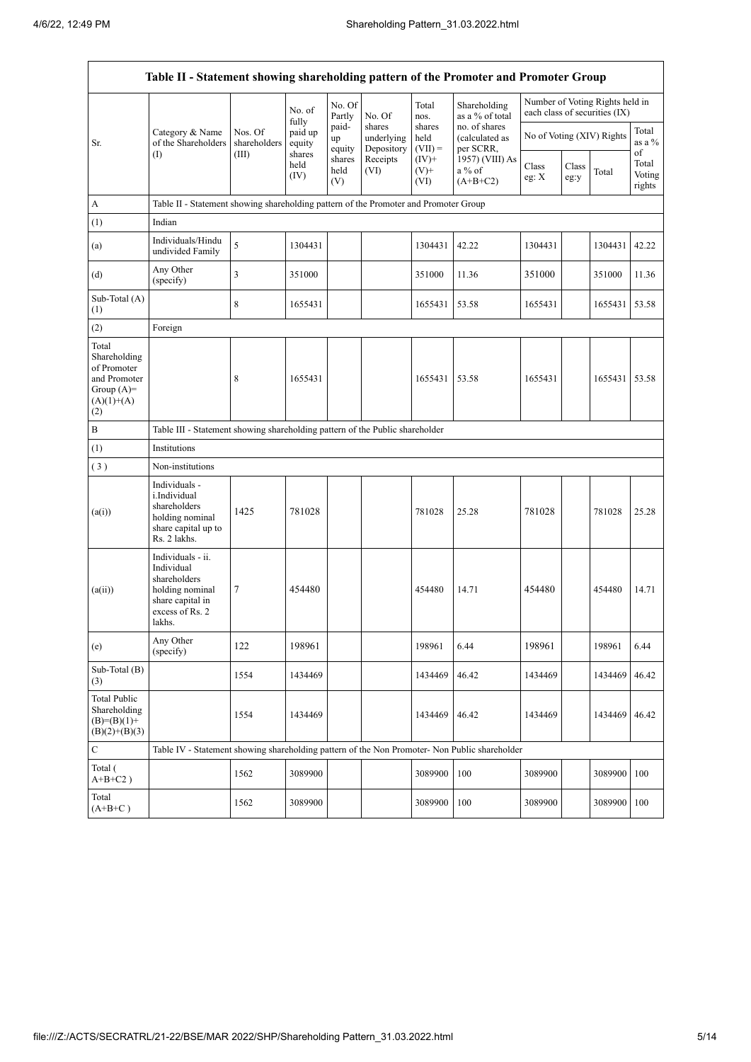| Table II - Statement showing shareholding pattern of the Promoter and Promoter Group | | | | | | | | | | | |
|---|---|---|---|---|---|---|---|---|---|---|---|
| Sr. | Category & Name of the Shareholders (I) | Nos. Of shareholders (III) | No. of fully paid up equity shares held (IV) | No. Of Partly paid-up equity shares held (V) | No. Of shares underlying Depository Receipts (VI) | Total nos. shares held (VII) = (IV)+ (V)+ (VI) | Shareholding as a % of total no. of shares (calculated as per SCRR, 1957) (VIII) As a % of (A+B+C2) | Number of Voting Rights held in each class of securities (IX) | | | |
| | | | | | | | | No of Voting (XIV) Rights | | | Total as a % of Total Voting rights |
| | | | | | | | | Class eg: X | Class eg:y | Total | |
| A | Table II - Statement showing shareholding pattern of the Promoter and Promoter Group | | | | | | | | | | |
| (1) | Indian | | | | | | | | | | |
| (a) | Individuals/Hindu undivided Family | 5 | 1304431 | | | 1304431 | 42.22 | 1304431 | | 1304431 | 42.22 |
| (d) | Any Other (specify) | 3 | 351000 | | | 351000 | 11.36 | 351000 | | 351000 | 11.36 |
| Sub-Total (A) (1) | | 8 | 1655431 | | | 1655431 | 53.58 | 1655431 | | 1655431 | 53.58 |
| (2) | Foreign | | | | | | | | | | |
| Total Shareholding of Promoter and Promoter Group (A)= (A)(1)+(A)(2) | | 8 | 1655431 | | | 1655431 | 53.58 | 1655431 | | 1655431 | 53.58 |
| B | Table III - Statement showing shareholding pattern of the Public shareholder | | | | | | | | | | |
| (1) | Institutions | | | | | | | | | | |
| (3) | Non-institutions | | | | | | | | | | |
| (a(i)) | Individuals - i.Individual shareholders holding nominal share capital up to Rs. 2 lakhs. | 1425 | 781028 | | | 781028 | 25.28 | 781028 | | 781028 | 25.28 |
| (a(ii)) | Individuals - ii. Individual shareholders holding nominal share capital in excess of Rs. 2 lakhs. | 7 | 454480 | | | 454480 | 14.71 | 454480 | | 454480 | 14.71 |
| (e) | Any Other (specify) | 122 | 198961 | | | 198961 | 6.44 | 198961 | | 198961 | 6.44 |
| Sub-Total (B) (3) | | 1554 | 1434469 | | | 1434469 | 46.42 | 1434469 | | 1434469 | 46.42 |
| Total Public Shareholding (B)=(B)(1)+(B)(2)+(B)(3) | | 1554 | 1434469 | | | 1434469 | 46.42 | 1434469 | | 1434469 | 46.42 |
| C | Table IV - Statement showing shareholding pattern of the Non Promoter- Non Public shareholder | | | | | | | | | | |
| Total ( A+B+C2 ) | | 1562 | 3089900 | | | 3089900 | 100 | 3089900 | | 3089900 | 100 |
| Total (A+B+C ) | | 1562 | 3089900 | | | 3089900 | 100 | 3089900 | | 3089900 | 100 |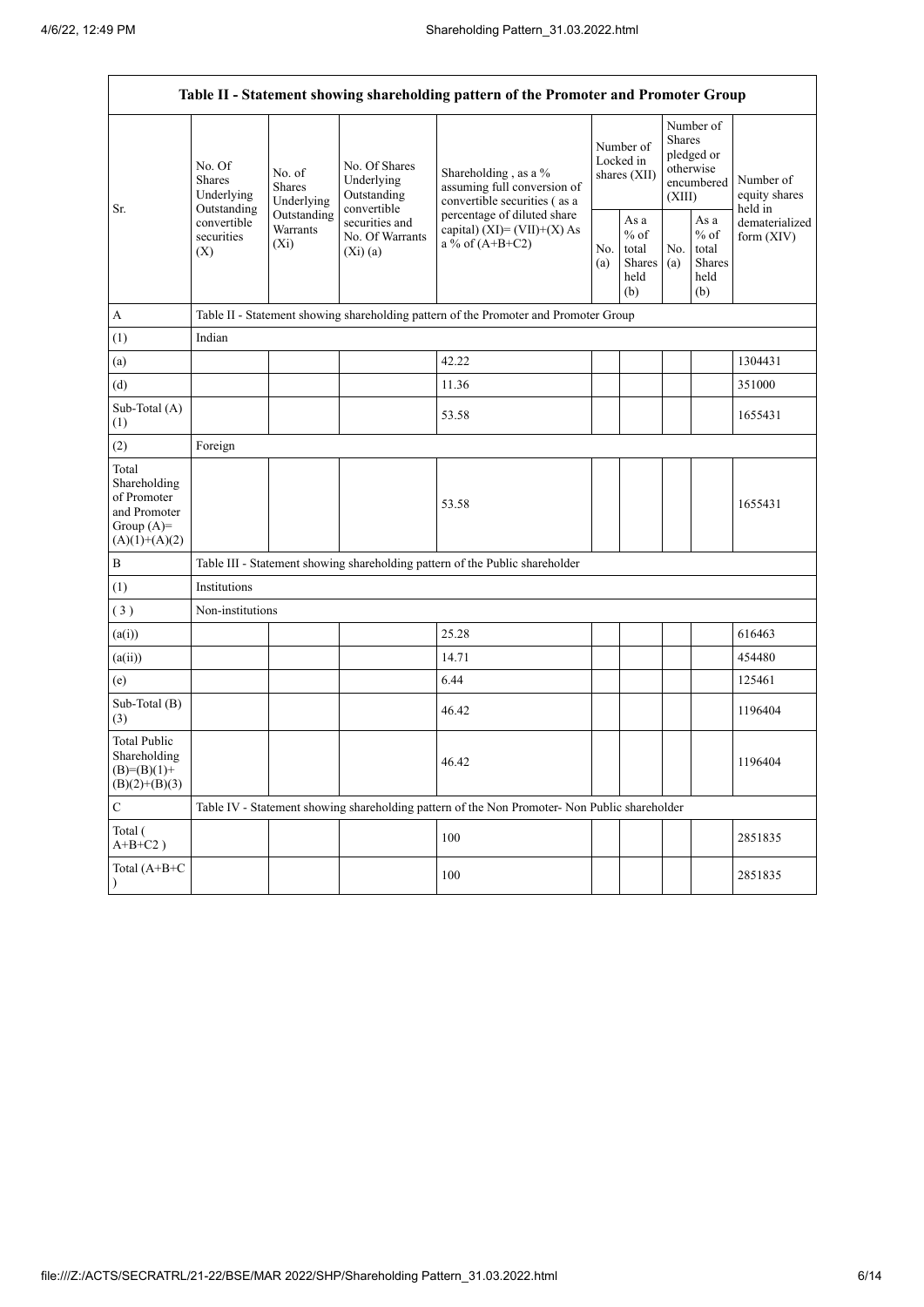| Table II - Statement showing shareholding pattern of the Promoter and Promoter Group | | | | | | | | | |
|---|---|---|---|---|---|---|---|---|---|
| Sr. | No. Of Shares Underlying Outstanding convertible securities (X) | No. of Shares Underlying Outstanding Warrants (Xi) | No. Of Shares Underlying Outstanding convertible securities and No. Of Warrants (Xi) (a) | Shareholding , as a % assuming full conversion of convertible securities ( as a percentage of diluted share capital) (XI)= (VII)+(X) As a % of (A+B+C2) | Number of Locked in shares (XII) | | Number of Shares pledged or otherwise encumbered (XIII) | | Number of equity shares held in dematerialized form (XIV) |
| | | | | | No. (a) | As a % of total Shares held (b) | No. (a) | As a % of total Shares held (b) | |
| A | Table II - Statement showing shareholding pattern of the Promoter and Promoter Group | | | | | | | | |
| (1) | Indian | | | | | | | | |
| (a) | | | | 42.22 | | | | | 1304431 |
| (d) | | | | 11.36 | | | | | 351000 |
| Sub-Total (A)(1) | | | | 53.58 | | | | | 1655431 |
| (2) | Foreign | | | | | | | | |
| Total Shareholding of Promoter and Promoter Group (A)=(A)(1)+(A)(2) | | | | 53.58 | | | | | 1655431 |
| B | Table III - Statement showing shareholding pattern of the Public shareholder | | | | | | | | |
| (1) | Institutions | | | | | | | | |
| ( 3 ) | Non-institutions | | | | | | | | |
| (a(i)) | | | | 25.28 | | | | | 616463 |
| (a(ii)) | | | | 14.71 | | | | | 454480 |
| (e) | | | | 6.44 | | | | | 125461 |
| Sub-Total (B)(3) | | | | 46.42 | | | | | 1196404 |
| Total Public Shareholding (B)=(B)(1)+(B)(2)+(B)(3) | | | | 46.42 | | | | | 1196404 |
| C | Table IV - Statement showing shareholding pattern of the Non Promoter- Non Public shareholder | | | | | | | | |
| Total ( A+B+C2 ) | | | | 100 | | | | | 2851835 |
| Total (A+B+C ) | | | | 100 | | | | | 2851835 |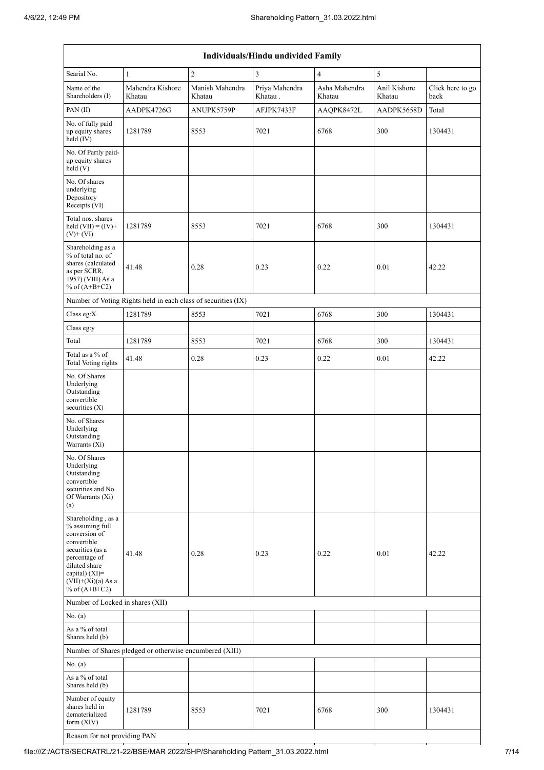| Individuals/Hindu undivided Family | | | | | | |
|---|---|---|---|---|---|---|
| Searial No. | 1 | 2 | 3 | 4 | 5 | |
| Name of the Shareholders (I) | Mahendra Kishore Khatau | Manish Mahendra Khatau | Priya Mahendra Khatau . | Asha Mahendra Khatau | Anil Kishore Khatau | Click here to go back |
| PAN (II) | AADPK4726G | ANUPK5759P | AFJPK7433F | AAQPK8472L | AADPK5658D | Total |
| No. of fully paid up equity shares held (IV) | 1281789 | 8553 | 7021 | 6768 | 300 | 1304431 |
| No. Of Partly paid-up equity shares held (V) | | | | | | |
| No. Of shares underlying Depository Receipts (VI) | | | | | | |
| Total nos. shares held (VII) = (IV)+ (V)+ (VI) | 1281789 | 8553 | 7021 | 6768 | 300 | 1304431 |
| Shareholding as a % of total no. of shares (calculated as per SCRR, 1957) (VIII) As a % of (A+B+C2) | 41.48 | 0.28 | 0.23 | 0.22 | 0.01 | 42.22 |
| Number of Voting Rights held in each class of securities (IX) | | | | | | |
| Class eg:X | 1281789 | 8553 | 7021 | 6768 | 300 | 1304431 |
| Class eg:y | | | | | | |
| Total | 1281789 | 8553 | 7021 | 6768 | 300 | 1304431 |
| Total as a % of Total Voting rights | 41.48 | 0.28 | 0.23 | 0.22 | 0.01 | 42.22 |
| No. Of Shares Underlying Outstanding convertible securities (X) | | | | | | |
| No. of Shares Underlying Outstanding Warrants (Xi) | | | | | | |
| No. Of Shares Underlying Outstanding convertible securities and No. Of Warrants (Xi) (a) | | | | | | |
| Shareholding , as a % assuming full conversion of convertible securities (as a percentage of diluted share capital) (XI)= (VII)+(Xi)(a) As a % of (A+B+C2) | 41.48 | 0.28 | 0.23 | 0.22 | 0.01 | 42.22 |
| Number of Locked in shares (XII) | | | | | | |
| No. (a) | | | | | | |
| As a % of total Shares held (b) | | | | | | |
| Number of Shares pledged or otherwise encumbered (XIII) | | | | | | |
| No. (a) | | | | | | |
| As a % of total Shares held (b) | | | | | | |
| Number of equity shares held in dematerialized form (XIV) | 1281789 | 8553 | 7021 | 6768 | 300 | 1304431 |
| Reason for not providing PAN | | | | | | |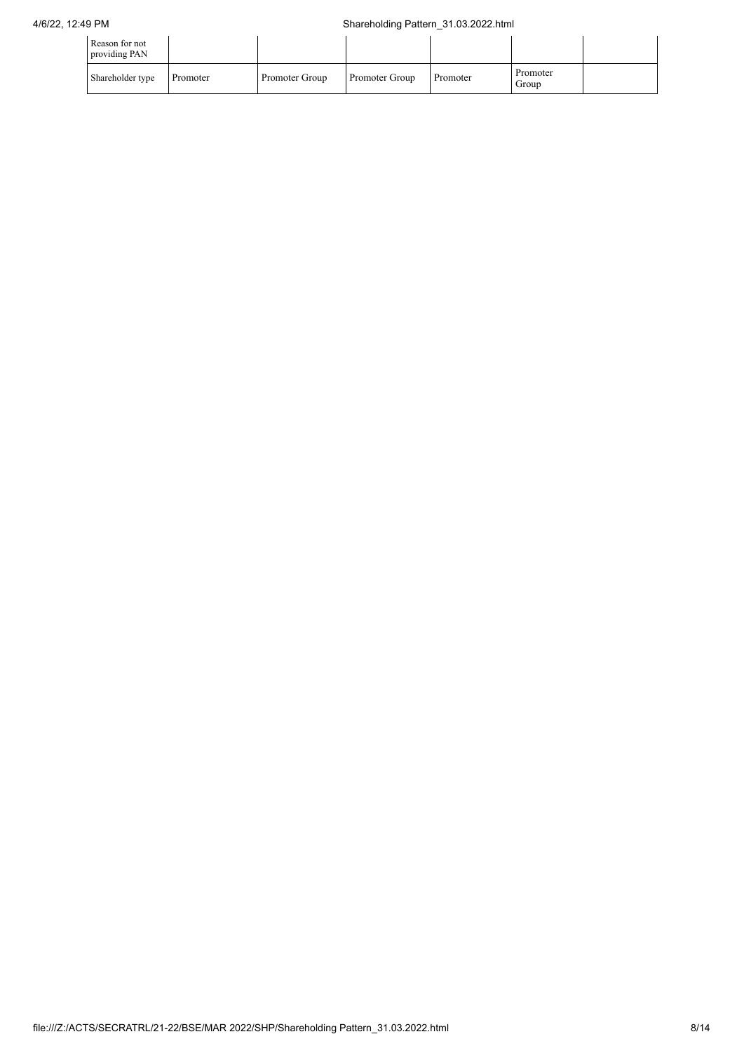| Reason for not providing PAN | | | | | | |
|---|---|---|---|---|---|---|
| Shareholder type | Promoter | Promoter Group | Promoter Group | Promoter | Promoter Group | |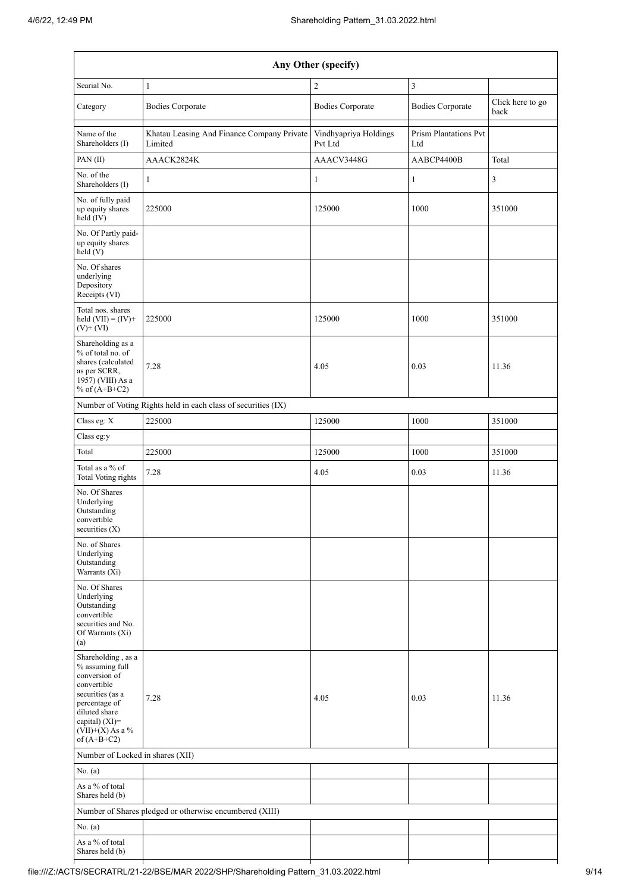| Any Other (specify) | | | | |
|---|---|---|---|---|
| Searial No. | 1 | 2 | 3 | |
| Category | Bodies Corporate | Bodies Corporate | Bodies Corporate | Click here to go back |
| Name of the Shareholders (I) | Khatau Leasing And Finance Company Private Limited | Vindhyapriya Holdings Pvt Ltd | Prism Plantations Pvt Ltd | |
| PAN (II) | AAACK2824K | AAACV3448G | AABCP4400B | Total |
| No. of the Shareholders (I) | 1 | 1 | 1 | 3 |
| No. of fully paid up equity shares held (IV) | 225000 | 125000 | 1000 | 351000 |
| No. Of Partly paid-up equity shares held (V) | | | | |
| No. Of shares underlying Depository Receipts (VI) | | | | |
| Total nos. shares held (VII) = (IV)+(V)+ (VI) | 225000 | 125000 | 1000 | 351000 |
| Shareholding as a % of total no. of shares (calculated as per SCRR, 1957) (VIII) As a % of (A+B+C2) | 7.28 | 4.05 | 0.03 | 11.36 |
| Number of Voting Rights held in each class of securities (IX) | | | | |
| Class eg: X | 225000 | 125000 | 1000 | 351000 |
| Class eg:y | | | | |
| Total | 225000 | 125000 | 1000 | 351000 |
| Total as a % of Total Voting rights | 7.28 | 4.05 | 0.03 | 11.36 |
| No. Of Shares Underlying Outstanding convertible securities (X) | | | | |
| No. of Shares Underlying Outstanding Warrants (Xi) | | | | |
| No. Of Shares Underlying Outstanding convertible securities and No. Of Warrants (Xi) (a) | | | | |
| Shareholding , as a % assuming full conversion of convertible securities (as a percentage of diluted share capital) (XI)= (VII)+(X) As a % of (A+B+C2) | 7.28 | 4.05 | 0.03 | 11.36 |
| Number of Locked in shares (XII) | | | | |
| No. (a) | | | | |
| As a % of total Shares held (b) | | | | |
| Number of Shares pledged or otherwise encumbered (XIII) | | | | |
| No. (a) | | | | |
| As a % of total Shares held (b) | | | | |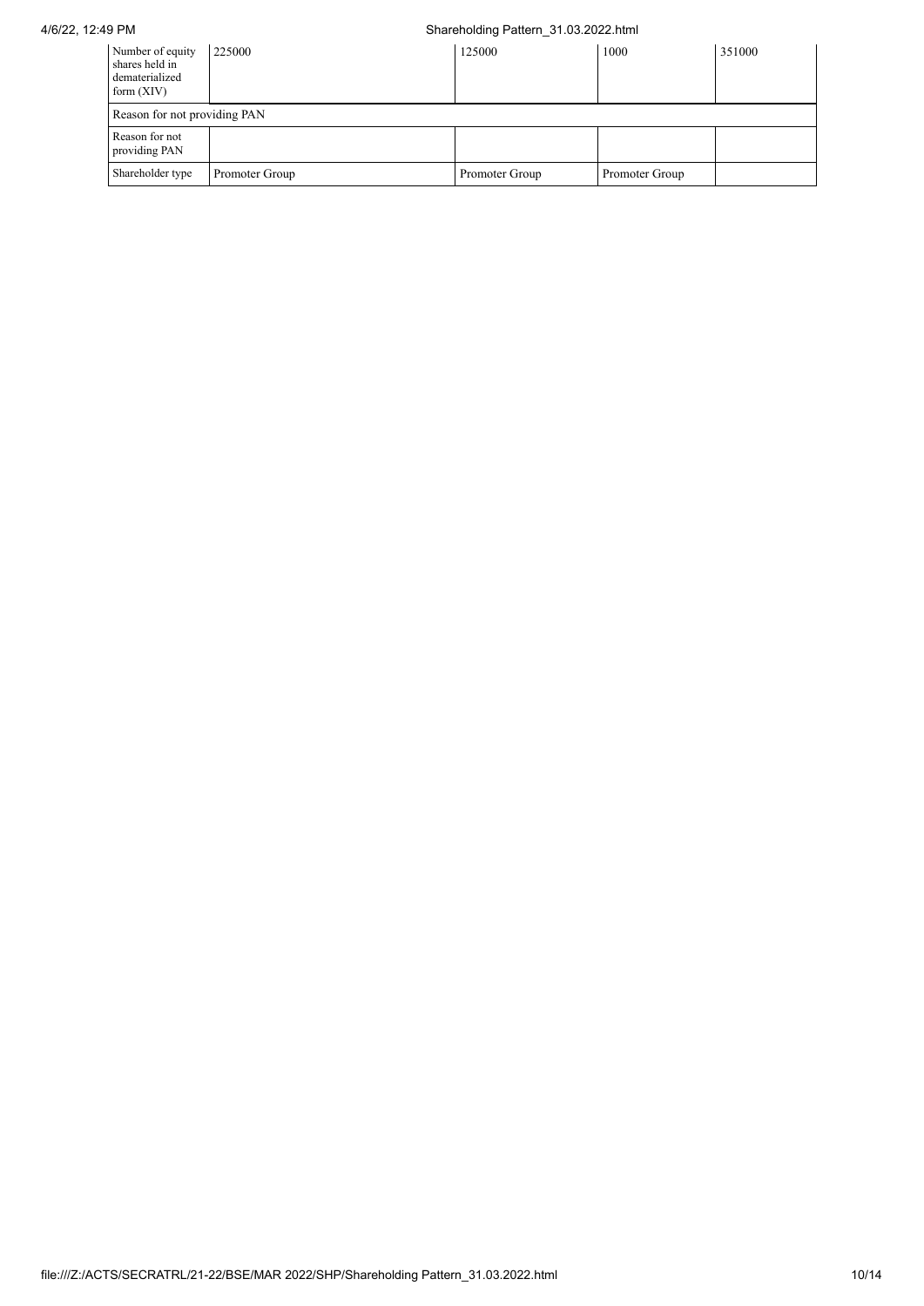| Number of equity shares held in dematerialized form (XIV) | 225000 | 125000 | 1000 | 351000 |
|---|---|---|---|---|
| Reason for not providing PAN | | | | |
| Reason for not providing PAN | | | | |
| Shareholder type | Promoter Group | Promoter Group | Promoter Group | |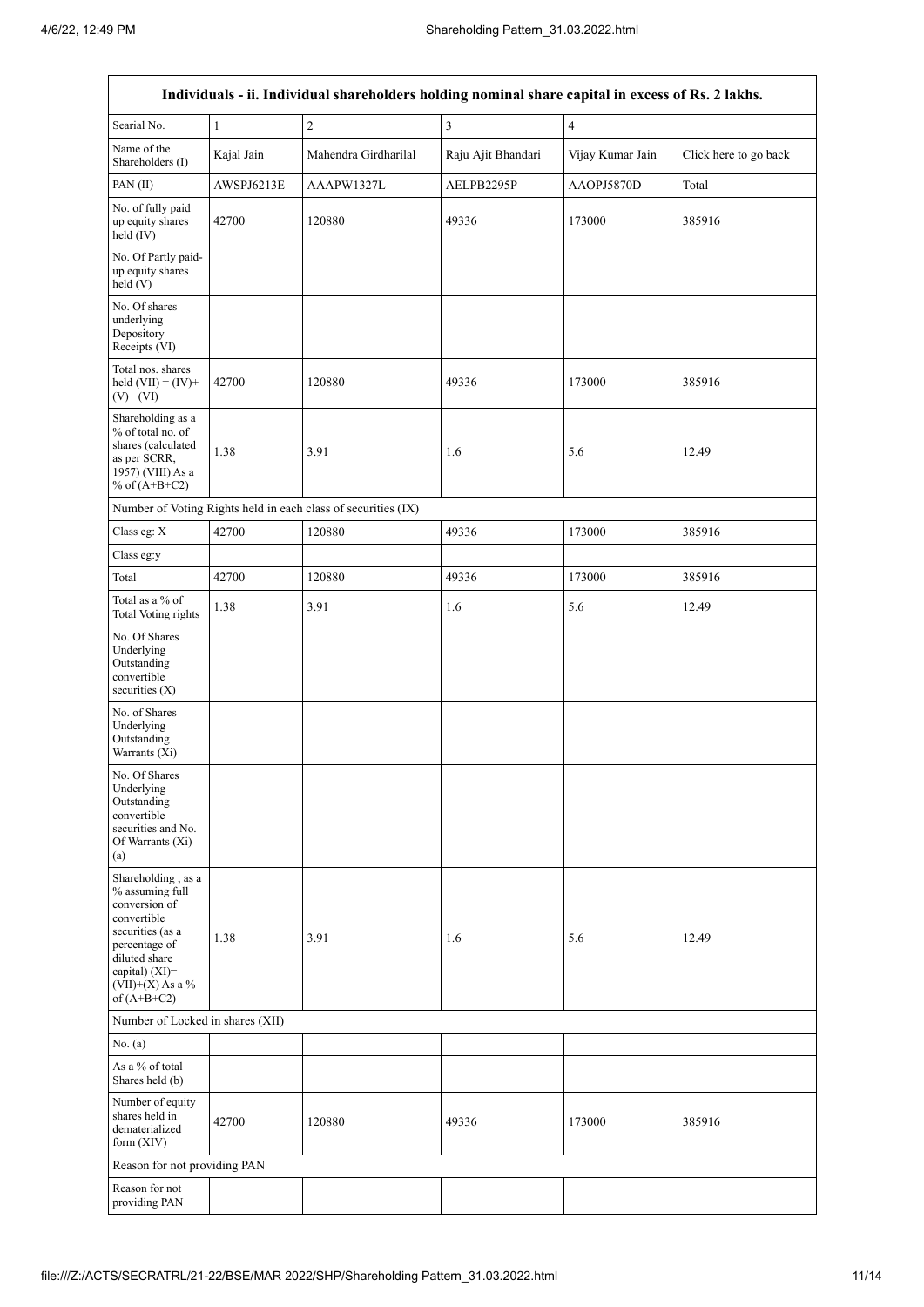| Individuals - ii. Individual shareholders holding nominal share capital in excess of Rs. 2 lakhs. | | | | | |
|---|---|---|---|---|---|
| Searial No. | 1 | 2 | 3 | 4 | |
| Name of the Shareholders (I) | Kajal Jain | Mahendra Girdharilal | Raju Ajit Bhandari | Vijay Kumar Jain | Click here to go back |
| PAN (II) | AWSPJ6213E | AAAPW1327L | AELPB2295P | AAOPJ5870D | Total |
| No. of fully paid up equity shares held (IV) | 42700 | 120880 | 49336 | 173000 | 385916 |
| No. Of Partly paid-up equity shares held (V) | | | | | |
| No. Of shares underlying Depository Receipts (VI) | | | | | |
| Total nos. shares held (VII) = (IV)+ (V)+ (VI) | 42700 | 120880 | 49336 | 173000 | 385916 |
| Shareholding as a % of total no. of shares (calculated as per SCRR, 1957) (VIII) As a % of (A+B+C2) | 1.38 | 3.91 | 1.6 | 5.6 | 12.49 |
| Number of Voting Rights held in each class of securities (IX) | | | | | |
| Class eg: X | 42700 | 120880 | 49336 | 173000 | 385916 |
| Class eg:y | | | | | |
| Total | 42700 | 120880 | 49336 | 173000 | 385916 |
| Total as a % of Total Voting rights | 1.38 | 3.91 | 1.6 | 5.6 | 12.49 |
| No. Of Shares Underlying Outstanding convertible securities (X) | | | | | |
| No. of Shares Underlying Outstanding Warrants (Xi) | | | | | |
| No. Of Shares Underlying Outstanding convertible securities and No. Of Warrants (Xi) (a) | | | | | |
| Shareholding , as a % assuming full conversion of convertible securities (as a percentage of diluted share capital) (XI)= (VII)+(X) As a % of (A+B+C2) | 1.38 | 3.91 | 1.6 | 5.6 | 12.49 |
| Number of Locked in shares (XII) | | | | | |
| No. (a) | | | | | |
| As a % of total Shares held (b) | | | | | |
| Number of equity shares held in dematerialized form (XIV) | 42700 | 120880 | 49336 | 173000 | 385916 |
| Reason for not providing PAN | | | | | |
| Reason for not providing PAN | | | | | |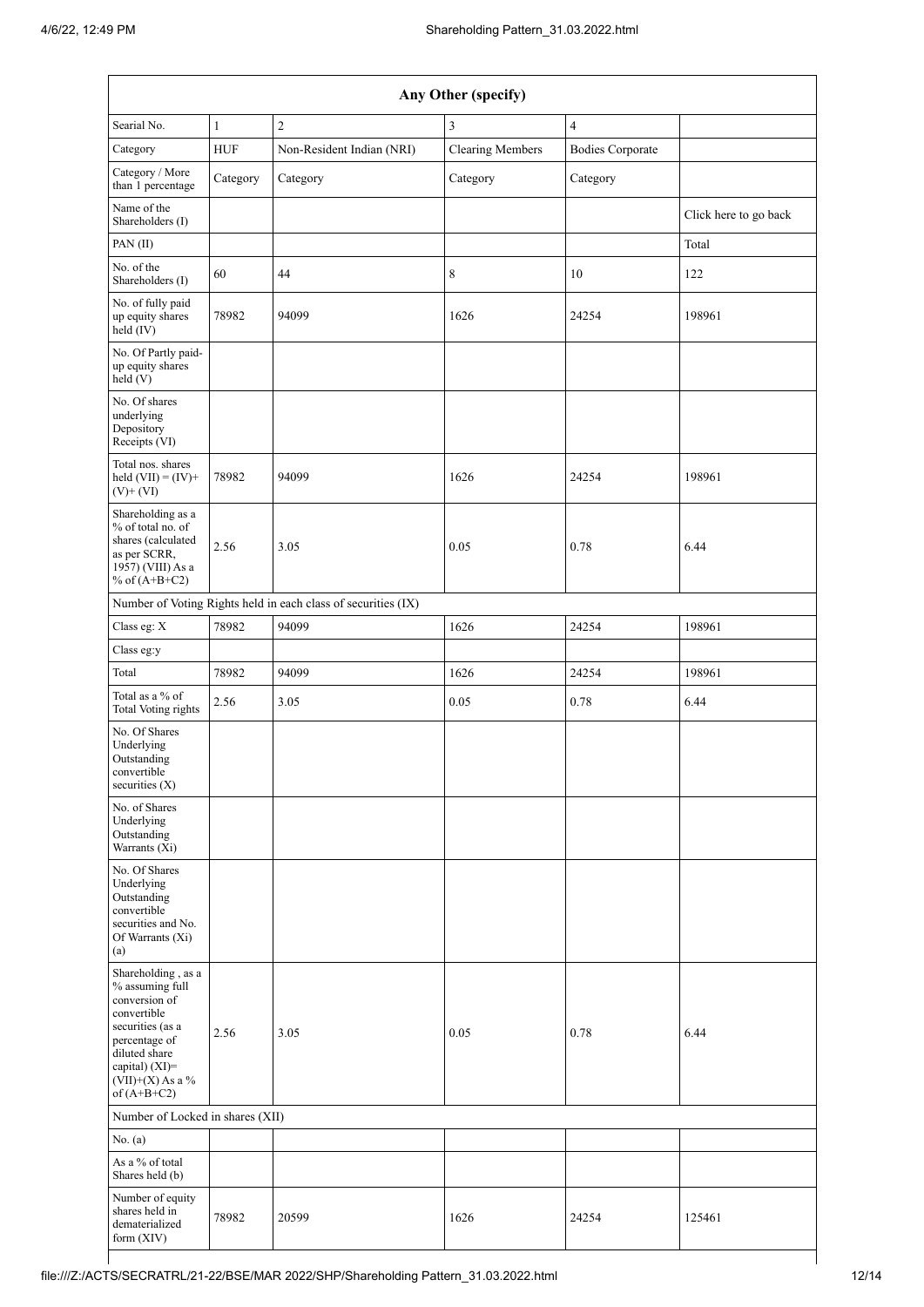| Any Other (specify) | | | | | |
|---|---|---|---|---|---|
| Searial No. | 1 | 2 | 3 | 4 | |
| Category | HUF | Non-Resident Indian (NRI) | Clearing Members | Bodies Corporate | |
| Category / More than 1 percentage | Category | Category | Category | Category | |
| Name of the Shareholders (I) | | | | | Click here to go back |
| PAN (II) | | | | | Total |
| No. of the Shareholders (I) | 60 | 44 | 8 | 10 | 122 |
| No. of fully paid up equity shares held (IV) | 78982 | 94099 | 1626 | 24254 | 198961 |
| No. Of Partly paid-up equity shares held (V) | | | | | |
| No. Of shares underlying Depository Receipts (VI) | | | | | |
| Total nos. shares held (VII) = (IV)+ (V)+ (VI) | 78982 | 94099 | 1626 | 24254 | 198961 |
| Shareholding as a % of total no. of shares (calculated as per SCRR, 1957) (VIII) As a % of (A+B+C2) | 2.56 | 3.05 | 0.05 | 0.78 | 6.44 |
| Number of Voting Rights held in each class of securities (IX) | | | | | |
| Class eg: X | 78982 | 94099 | 1626 | 24254 | 198961 |
| Class eg:y | | | | | |
| Total | 78982 | 94099 | 1626 | 24254 | 198961 |
| Total as a % of Total Voting rights | 2.56 | 3.05 | 0.05 | 0.78 | 6.44 |
| No. Of Shares Underlying Outstanding convertible securities (X) | | | | | |
| No. of Shares Underlying Outstanding Warrants (Xi) | | | | | |
| No. Of Shares Underlying Outstanding convertible securities and No. Of Warrants (Xi) (a) | | | | | |
| Shareholding , as a % assuming full conversion of convertible securities (as a percentage of diluted share capital) (XI)= (VII)+(X) As a % of (A+B+C2) | 2.56 | 3.05 | 0.05 | 0.78 | 6.44 |
| Number of Locked in shares (XII) | | | | | |
| No. (a) | | | | | |
| As a % of total Shares held (b) | | | | | |
| Number of equity shares held in dematerialized form (XIV) | 78982 | 20599 | 1626 | 24254 | 125461 |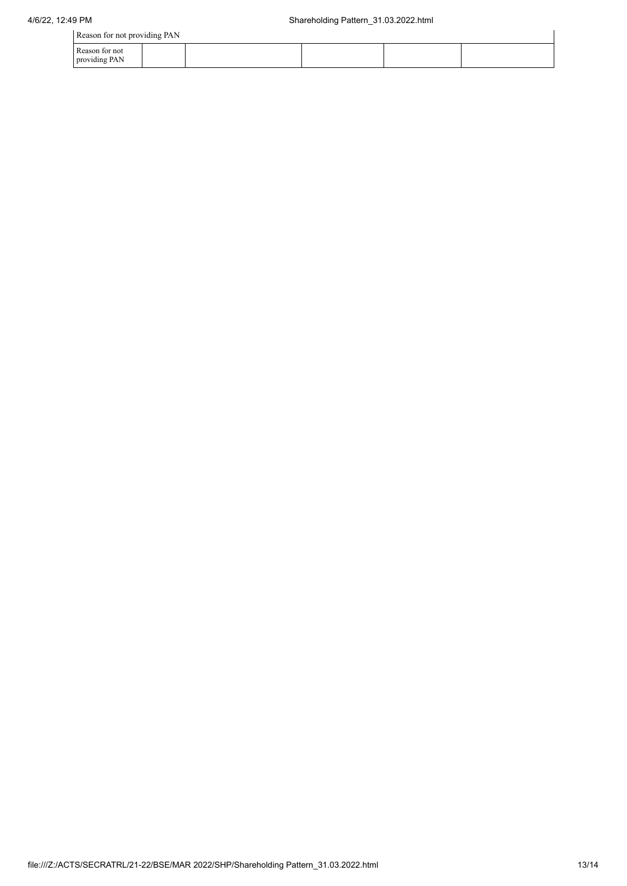| Reason for not providing PAN | | | | | |
|---|---|---|---|---|---|
| Reason for not providing PAN | | | | | |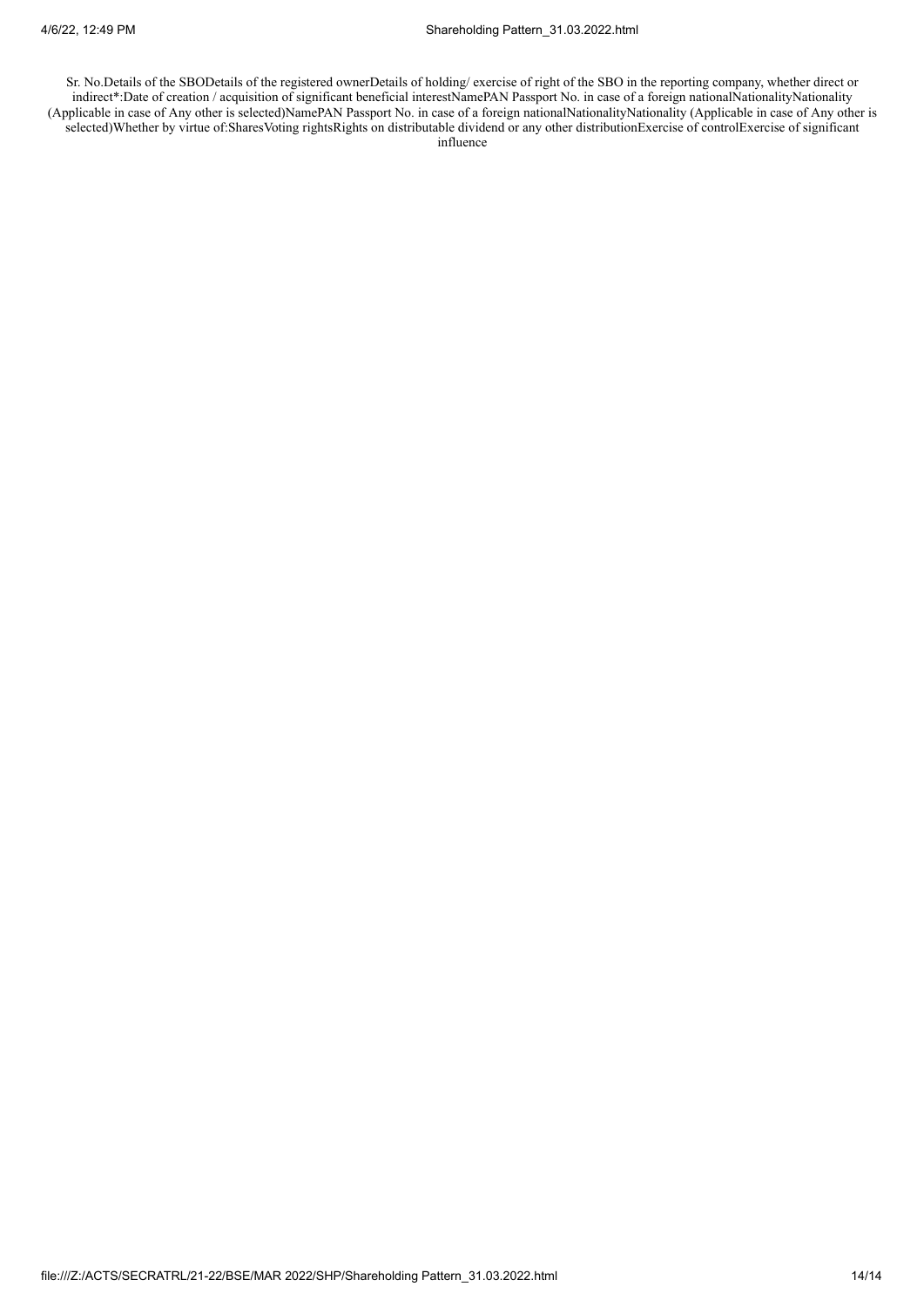Sr. No.Details of the SBODetails of the registered ownerDetails of holding/ exercise of right of the SBO in the reporting company, whether direct or indirect*:Date of creation / acquisition of significant beneficial interestNamePAN Passport No. in case of a foreign nationalNationalityNationality (Applicable in case of Any other is selected)NamePAN Passport No. in case of a foreign nationalNationalityNationality (Applicable in case of Any other is selected)Whether by virtue of:SharesVoting rightsRights on distributable dividend or any other distributionExercise of controlExercise of significant influence